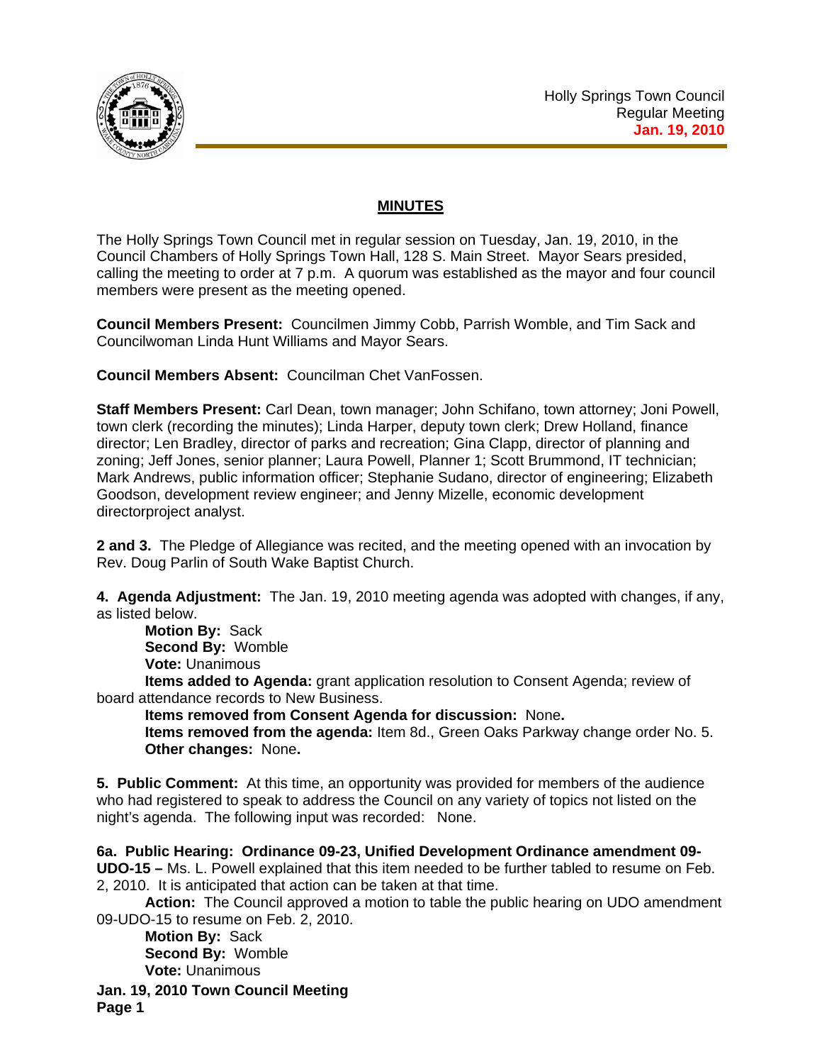Holly Springs Town Council
Regular Meeting
**Jan. 19, 2010**

## MINUTES

The Holly Springs Town Council met in regular session on Tuesday, Jan. 19, 2010, in the Council Chambers of Holly Springs Town Hall, 128 S. Main Street. Mayor Sears presided, calling the meeting to order at 7 p.m. A quorum was established as the mayor and four council members were present as the meeting opened.

**Council Members Present:** Councilmen Jimmy Cobb, Parrish Womble, and Tim Sack and Councilwoman Linda Hunt Williams and Mayor Sears.

**Council Members Absent:** Councilman Chet VanFossen.

**Staff Members Present:** Carl Dean, town manager; John Schifano, town attorney; Joni Powell, town clerk (recording the minutes); Linda Harper, deputy town clerk; Drew Holland, finance director; Len Bradley, director of parks and recreation; Gina Clapp, director of planning and zoning; Jeff Jones, senior planner; Laura Powell, Planner 1; Scott Brummond, IT technician; Mark Andrews, public information officer; Stephanie Sudano, director of engineering; Elizabeth Goodson, development review engineer; and Jenny Mizelle, economic development directorproject analyst.

**2 and 3.** The Pledge of Allegiance was recited, and the meeting opened with an invocation by Rev. Doug Parlin of South Wake Baptist Church.

**4. Agenda Adjustment:** The Jan. 19, 2010 meeting agenda was adopted with changes, if any, as listed below.

**Motion By:** Sack
**Second By:** Womble
**Vote:** Unanimous

**Items added to Agenda:** grant application resolution to Consent Agenda; review of board attendance records to New Business.

**Items removed from Consent Agenda for discussion:** None**.**

**Items removed from the agenda:** Item 8d., Green Oaks Parkway change order No. 5.

**Other changes:** None**.**

**5. Public Comment:** At this time, an opportunity was provided for members of the audience who had registered to speak to address the Council on any variety of topics not listed on the night's agenda. The following input was recorded: None.

**6a. Public Hearing: Ordinance 09-23, Unified Development Ordinance amendment 09-UDO-15 –** Ms. L. Powell explained that this item needed to be further tabled to resume on Feb. 2, 2010. It is anticipated that action can be taken at that time.

**Action:** The Council approved a motion to table the public hearing on UDO amendment 09-UDO-15 to resume on Feb. 2, 2010.

**Motion By:** Sack
**Second By:** Womble
**Vote:** Unanimous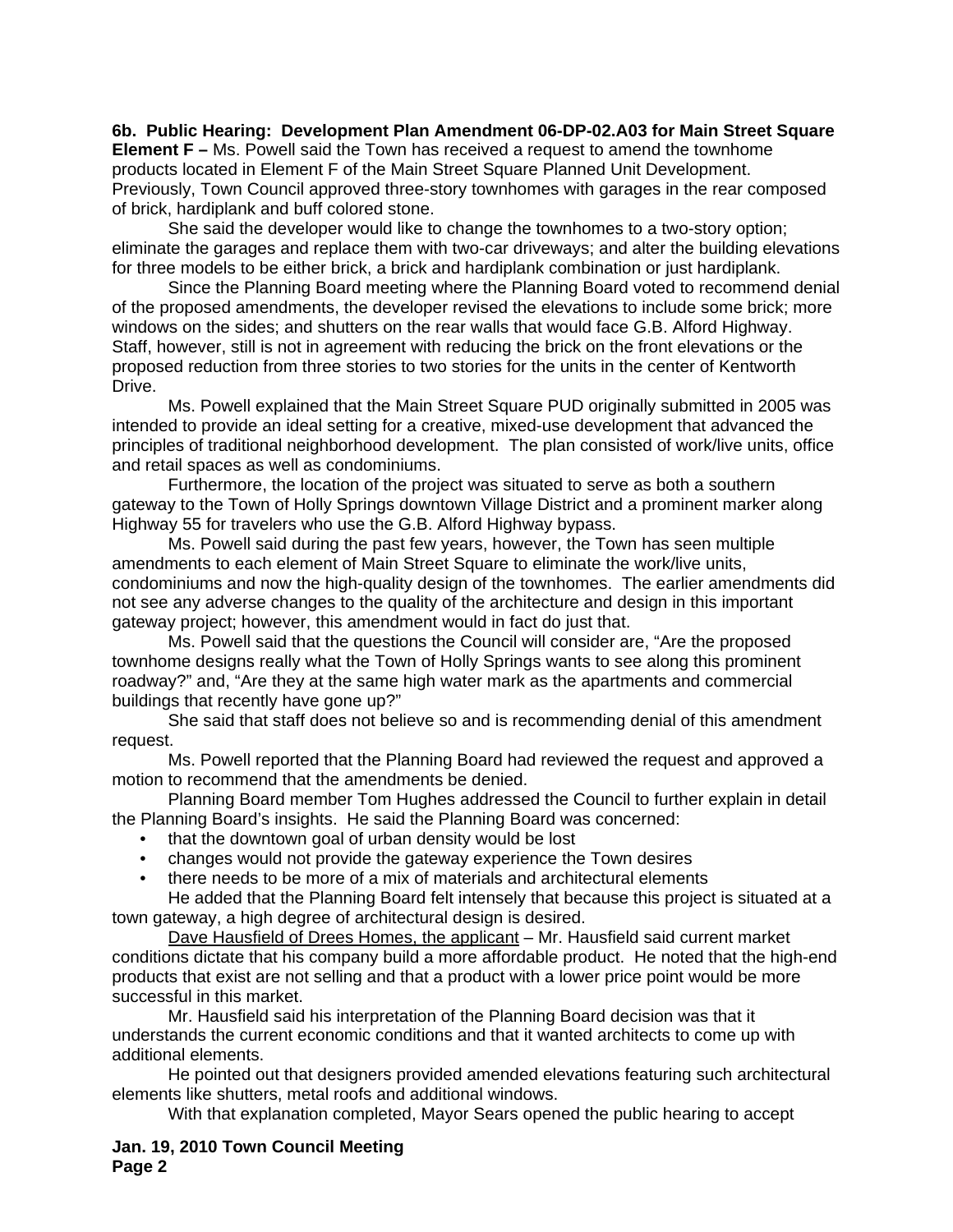**6b. Public Hearing: Development Plan Amendment 06-DP-02.A03 for Main Street Square Element F –** Ms. Powell said the Town has received a request to amend the townhome products located in Element F of the Main Street Square Planned Unit Development. Previously, Town Council approved three-story townhomes with garages in the rear composed of brick, hardiplank and buff colored stone.

She said the developer would like to change the townhomes to a two-story option; eliminate the garages and replace them with two-car driveways; and alter the building elevations for three models to be either brick, a brick and hardiplank combination or just hardiplank.

Since the Planning Board meeting where the Planning Board voted to recommend denial of the proposed amendments, the developer revised the elevations to include some brick; more windows on the sides; and shutters on the rear walls that would face G.B. Alford Highway. Staff, however, still is not in agreement with reducing the brick on the front elevations or the proposed reduction from three stories to two stories for the units in the center of Kentworth Drive.

Ms. Powell explained that the Main Street Square PUD originally submitted in 2005 was intended to provide an ideal setting for a creative, mixed-use development that advanced the principles of traditional neighborhood development. The plan consisted of work/live units, office and retail spaces as well as condominiums.

Furthermore, the location of the project was situated to serve as both a southern gateway to the Town of Holly Springs downtown Village District and a prominent marker along Highway 55 for travelers who use the G.B. Alford Highway bypass.

Ms. Powell said during the past few years, however, the Town has seen multiple amendments to each element of Main Street Square to eliminate the work/live units, condominiums and now the high-quality design of the townhomes. The earlier amendments did not see any adverse changes to the quality of the architecture and design in this important gateway project; however, this amendment would in fact do just that.

Ms. Powell said that the questions the Council will consider are, "Are the proposed townhome designs really what the Town of Holly Springs wants to see along this prominent roadway?" and, "Are they at the same high water mark as the apartments and commercial buildings that recently have gone up?"

She said that staff does not believe so and is recommending denial of this amendment request.

Ms. Powell reported that the Planning Board had reviewed the request and approved a motion to recommend that the amendments be denied.

Planning Board member Tom Hughes addressed the Council to further explain in detail the Planning Board's insights. He said the Planning Board was concerned:

- that the downtown goal of urban density would be lost
- changes would not provide the gateway experience the Town desires
- there needs to be more of a mix of materials and architectural elements

He added that the Planning Board felt intensely that because this project is situated at a town gateway, a high degree of architectural design is desired.

Dave Hausfield of Drees Homes, the applicant – Mr. Hausfield said current market conditions dictate that his company build a more affordable product. He noted that the high-end products that exist are not selling and that a product with a lower price point would be more successful in this market.

Mr. Hausfield said his interpretation of the Planning Board decision was that it understands the current economic conditions and that it wanted architects to come up with additional elements.

He pointed out that designers provided amended elevations featuring such architectural elements like shutters, metal roofs and additional windows.

With that explanation completed, Mayor Sears opened the public hearing to accept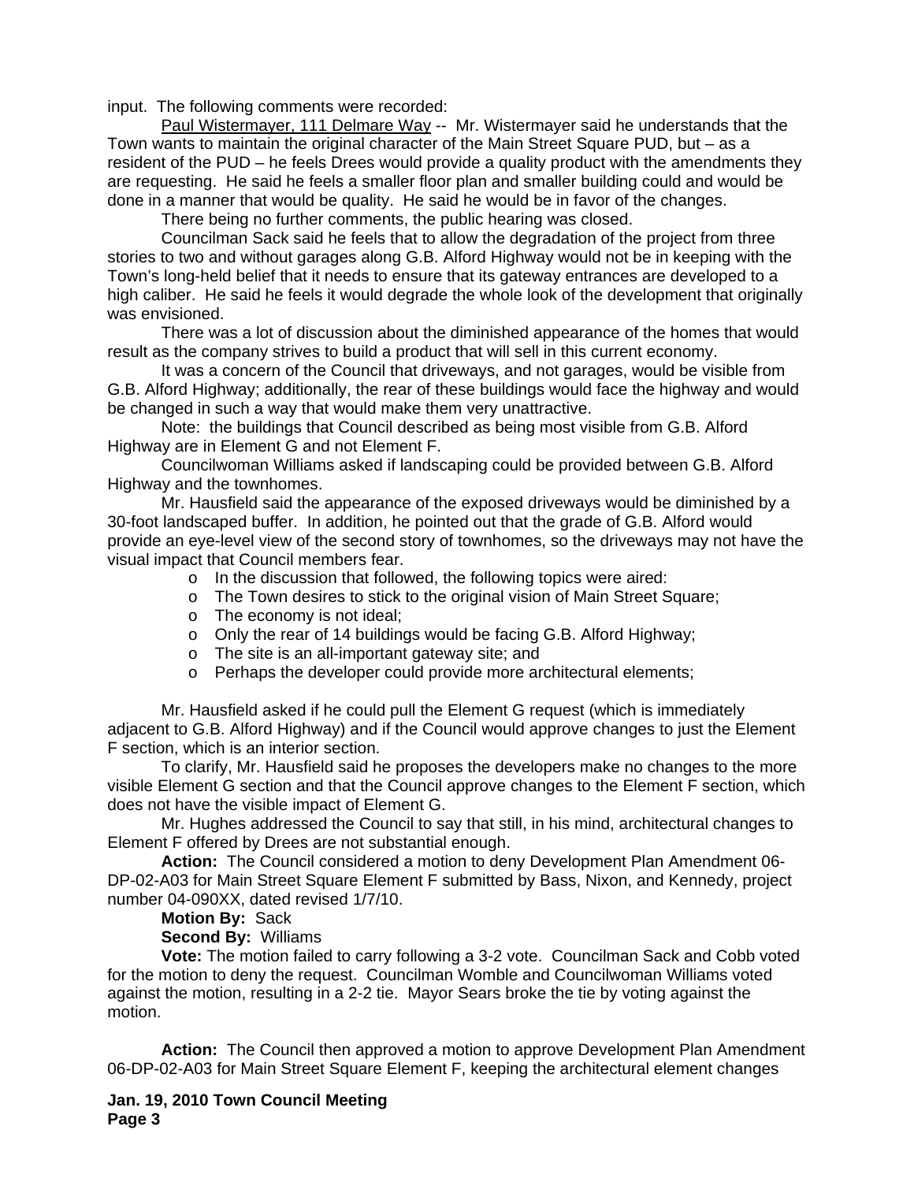input. The following comments were recorded:

Paul Wistermayer, 111 Delmare Way -- Mr. Wistermayer said he understands that the Town wants to maintain the original character of the Main Street Square PUD, but – as a resident of the PUD – he feels Drees would provide a quality product with the amendments they are requesting. He said he feels a smaller floor plan and smaller building could and would be done in a manner that would be quality. He said he would be in favor of the changes.

There being no further comments, the public hearing was closed.

Councilman Sack said he feels that to allow the degradation of the project from three stories to two and without garages along G.B. Alford Highway would not be in keeping with the Town's long-held belief that it needs to ensure that its gateway entrances are developed to a high caliber. He said he feels it would degrade the whole look of the development that originally was envisioned.

There was a lot of discussion about the diminished appearance of the homes that would result as the company strives to build a product that will sell in this current economy.

It was a concern of the Council that driveways, and not garages, would be visible from G.B. Alford Highway; additionally, the rear of these buildings would face the highway and would be changed in such a way that would make them very unattractive.

Note: the buildings that Council described as being most visible from G.B. Alford Highway are in Element G and not Element F.

Councilwoman Williams asked if landscaping could be provided between G.B. Alford Highway and the townhomes.

Mr. Hausfield said the appearance of the exposed driveways would be diminished by a 30-foot landscaped buffer. In addition, he pointed out that the grade of G.B. Alford would provide an eye-level view of the second story of townhomes, so the driveways may not have the visual impact that Council members fear.

- In the discussion that followed, the following topics were aired:
- The Town desires to stick to the original vision of Main Street Square;
- The economy is not ideal;
- Only the rear of 14 buildings would be facing G.B. Alford Highway;
- The site is an all-important gateway site; and
- Perhaps the developer could provide more architectural elements;

Mr. Hausfield asked if he could pull the Element G request (which is immediately adjacent to G.B. Alford Highway) and if the Council would approve changes to just the Element F section, which is an interior section.

To clarify, Mr. Hausfield said he proposes the developers make no changes to the more visible Element G section and that the Council approve changes to the Element F section, which does not have the visible impact of Element G.

Mr. Hughes addressed the Council to say that still, in his mind, architectural changes to Element F offered by Drees are not substantial enough.

**Action:** The Council considered a motion to deny Development Plan Amendment 06-DP-02-A03 for Main Street Square Element F submitted by Bass, Nixon, and Kennedy, project number 04-090XX, dated revised 1/7/10.

**Motion By:** Sack

**Second By:** Williams

**Vote:** The motion failed to carry following a 3-2 vote. Councilman Sack and Cobb voted for the motion to deny the request. Councilman Womble and Councilwoman Williams voted against the motion, resulting in a 2-2 tie. Mayor Sears broke the tie by voting against the motion.

**Action:** The Council then approved a motion to approve Development Plan Amendment 06-DP-02-A03 for Main Street Square Element F, keeping the architectural element changes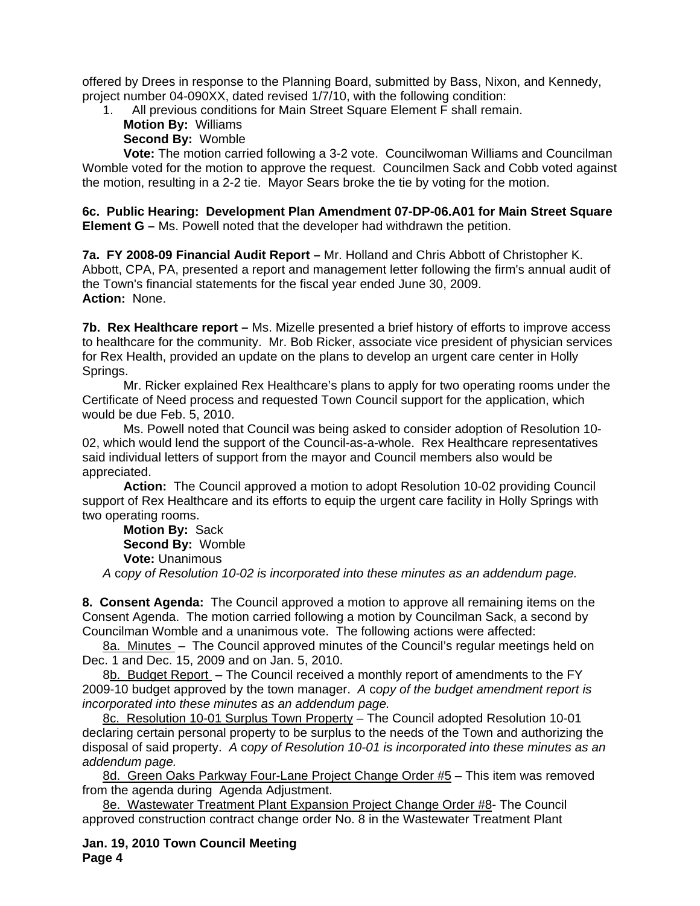offered by Drees in response to the Planning Board, submitted by Bass, Nixon, and Kennedy, project number 04-090XX, dated revised 1/7/10, with the following condition:

1. All previous conditions for Main Street Square Element F shall remain.

   **Motion By:** Williams

   **Second By:** Womble

   **Vote:** The motion carried following a 3-2 vote. Councilwoman Williams and Councilman Womble voted for the motion to approve the request. Councilmen Sack and Cobb voted against the motion, resulting in a 2-2 tie. Mayor Sears broke the tie by voting for the motion.

**6c. Public Hearing: Development Plan Amendment 07-DP-06.A01 for Main Street Square Element G –** Ms. Powell noted that the developer had withdrawn the petition.

**7a. FY 2008-09 Financial Audit Report –** Mr. Holland and Chris Abbott of Christopher K. Abbott, CPA, PA, presented a report and management letter following the firm's annual audit of the Town's financial statements for the fiscal year ended June 30, 2009.
**Action:** None.

**7b. Rex Healthcare report –** Ms. Mizelle presented a brief history of efforts to improve access to healthcare for the community. Mr. Bob Ricker, associate vice president of physician services for Rex Health, provided an update on the plans to develop an urgent care center in Holly Springs.

Mr. Ricker explained Rex Healthcare's plans to apply for two operating rooms under the Certificate of Need process and requested Town Council support for the application, which would be due Feb. 5, 2010.

Ms. Powell noted that Council was being asked to consider adoption of Resolution 10-02, which would lend the support of the Council-as-a-whole. Rex Healthcare representatives said individual letters of support from the mayor and Council members also would be appreciated.

**Action:** The Council approved a motion to adopt Resolution 10-02 providing Council support of Rex Healthcare and its efforts to equip the urgent care facility in Holly Springs with two operating rooms.

**Motion By:** Sack

**Second By:** Womble

**Vote:** Unanimous

*A copy of Resolution 10-02 is incorporated into these minutes as an addendum page.*

**8. Consent Agenda:** The Council approved a motion to approve all remaining items on the Consent Agenda. The motion carried following a motion by Councilman Sack, a second by Councilman Womble and a unanimous vote. The following actions were affected:

8a. Minutes – The Council approved minutes of the Council's regular meetings held on Dec. 1 and Dec. 15, 2009 and on Jan. 5, 2010.

8b. Budget Report – The Council received a monthly report of amendments to the FY 2009-10 budget approved by the town manager. *A copy of the budget amendment report is incorporated into these minutes as an addendum page.*

8c. Resolution 10-01 Surplus Town Property – The Council adopted Resolution 10-01 declaring certain personal property to be surplus to the needs of the Town and authorizing the disposal of said property. *A copy of Resolution 10-01 is incorporated into these minutes as an addendum page.*

8d. Green Oaks Parkway Four-Lane Project Change Order #5 – This item was removed from the agenda during Agenda Adjustment.

8e. Wastewater Treatment Plant Expansion Project Change Order #8- The Council approved construction contract change order No. 8 in the Wastewater Treatment Plant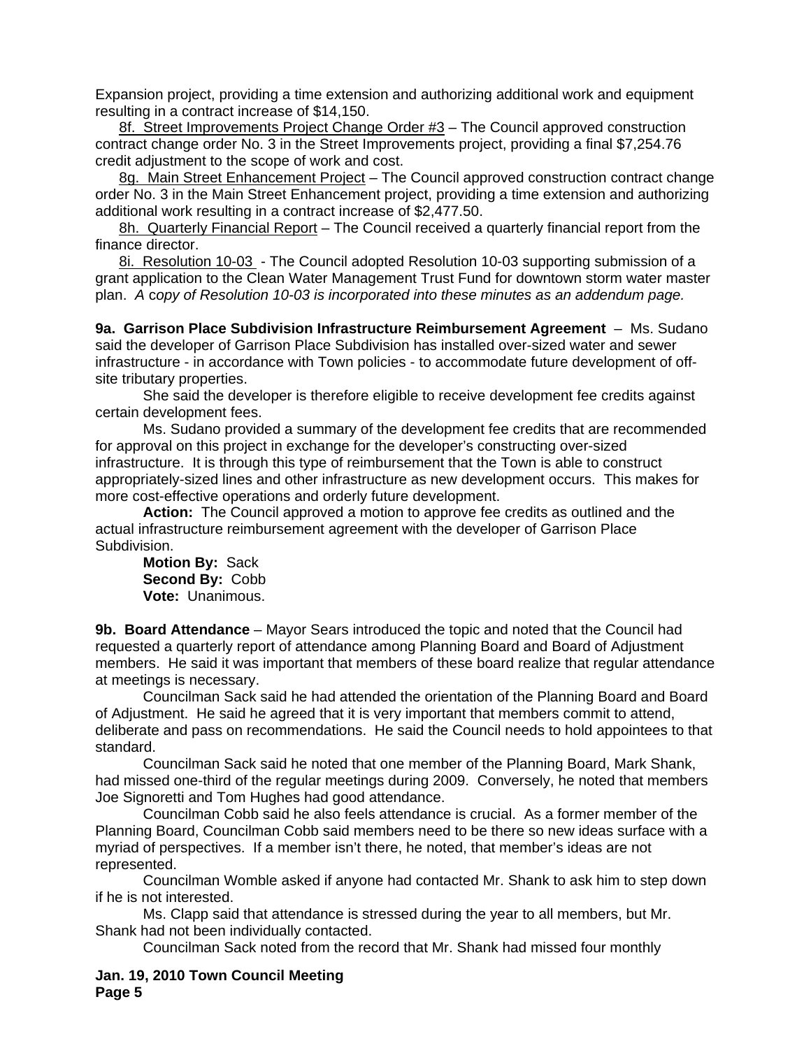Expansion project, providing a time extension and authorizing additional work and equipment resulting in a contract increase of $14,150.

<u>8f. Street Improvements Project Change Order #3</u> – The Council approved construction contract change order No. 3 in the Street Improvements project, providing a final $7,254.76 credit adjustment to the scope of work and cost.

<u>8g. Main Street Enhancement Project</u> – The Council approved construction contract change order No. 3 in the Main Street Enhancement project, providing a time extension and authorizing additional work resulting in a contract increase of $2,477.50.

<u>8h. Quarterly Financial Report</u> – The Council received a quarterly financial report from the finance director.

<u>8i. Resolution 10-03</u> - The Council adopted Resolution 10-03 supporting submission of a grant application to the Clean Water Management Trust Fund for downtown storm water master plan. *A copy of Resolution 10-03 is incorporated into these minutes as an addendum page.*

**9a. Garrison Place Subdivision Infrastructure Reimbursement Agreement** – Ms. Sudano said the developer of Garrison Place Subdivision has installed over-sized water and sewer infrastructure - in accordance with Town policies - to accommodate future development of off-site tributary properties.

She said the developer is therefore eligible to receive development fee credits against certain development fees.

Ms. Sudano provided a summary of the development fee credits that are recommended for approval on this project in exchange for the developer's constructing over-sized infrastructure. It is through this type of reimbursement that the Town is able to construct appropriately-sized lines and other infrastructure as new development occurs. This makes for more cost-effective operations and orderly future development.

**Action:** The Council approved a motion to approve fee credits as outlined and the actual infrastructure reimbursement agreement with the developer of Garrison Place Subdivision.

**Motion By:** Sack
**Second By:** Cobb
**Vote:** Unanimous.

**9b. Board Attendance** – Mayor Sears introduced the topic and noted that the Council had requested a quarterly report of attendance among Planning Board and Board of Adjustment members. He said it was important that members of these board realize that regular attendance at meetings is necessary.

Councilman Sack said he had attended the orientation of the Planning Board and Board of Adjustment. He said he agreed that it is very important that members commit to attend, deliberate and pass on recommendations. He said the Council needs to hold appointees to that standard.

Councilman Sack said he noted that one member of the Planning Board, Mark Shank, had missed one-third of the regular meetings during 2009. Conversely, he noted that members Joe Signoretti and Tom Hughes had good attendance.

Councilman Cobb said he also feels attendance is crucial. As a former member of the Planning Board, Councilman Cobb said members need to be there so new ideas surface with a myriad of perspectives. If a member isn't there, he noted, that member's ideas are not represented.

Councilman Womble asked if anyone had contacted Mr. Shank to ask him to step down if he is not interested.

Ms. Clapp said that attendance is stressed during the year to all members, but Mr. Shank had not been individually contacted.

Councilman Sack noted from the record that Mr. Shank had missed four monthly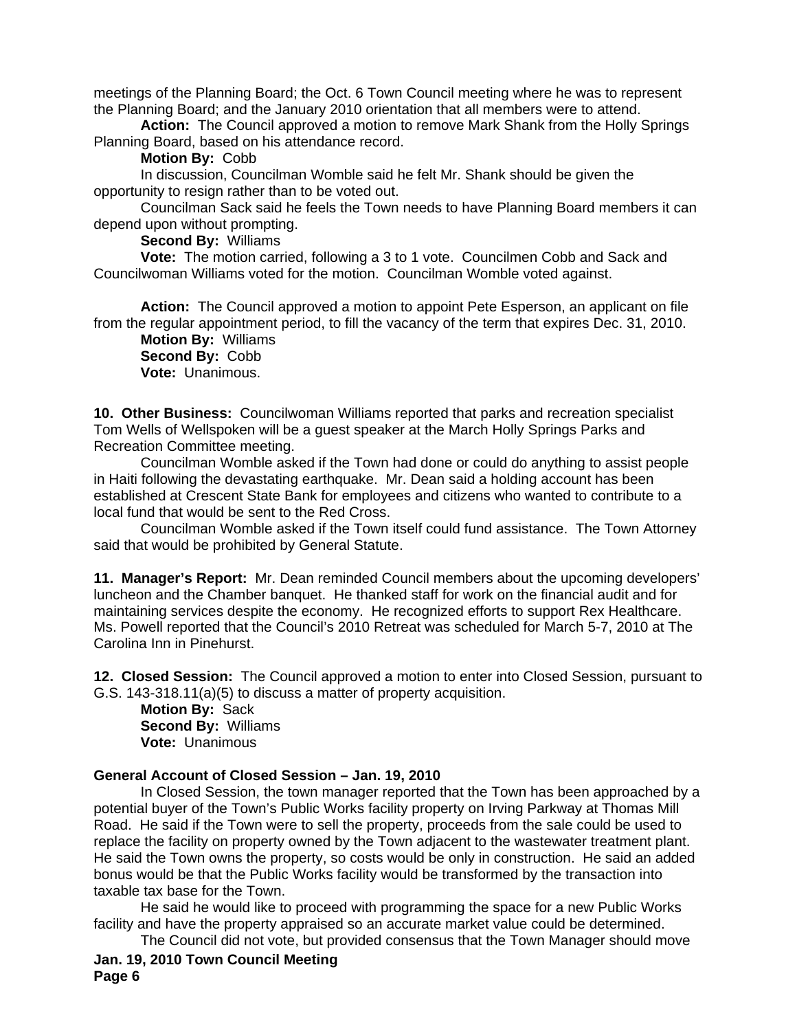meetings of the Planning Board; the Oct. 6 Town Council meeting where he was to represent the Planning Board; and the January 2010 orientation that all members were to attend.

**Action:** The Council approved a motion to remove Mark Shank from the Holly Springs Planning Board, based on his attendance record.

**Motion By:** Cobb

In discussion, Councilman Womble said he felt Mr. Shank should be given the opportunity to resign rather than to be voted out.

Councilman Sack said he feels the Town needs to have Planning Board members it can depend upon without prompting.

**Second By:** Williams

**Vote:** The motion carried, following a 3 to 1 vote. Councilmen Cobb and Sack and Councilwoman Williams voted for the motion. Councilman Womble voted against.

**Action:** The Council approved a motion to appoint Pete Esperson, an applicant on file from the regular appointment period, to fill the vacancy of the term that expires Dec. 31, 2010.

**Motion By:** Williams
**Second By:** Cobb
**Vote:** Unanimous.

**10. Other Business:** Councilwoman Williams reported that parks and recreation specialist Tom Wells of Wellspoken will be a guest speaker at the March Holly Springs Parks and Recreation Committee meeting.

Councilman Womble asked if the Town had done or could do anything to assist people in Haiti following the devastating earthquake. Mr. Dean said a holding account has been established at Crescent State Bank for employees and citizens who wanted to contribute to a local fund that would be sent to the Red Cross.

Councilman Womble asked if the Town itself could fund assistance. The Town Attorney said that would be prohibited by General Statute.

**11. Manager's Report:** Mr. Dean reminded Council members about the upcoming developers' luncheon and the Chamber banquet. He thanked staff for work on the financial audit and for maintaining services despite the economy. He recognized efforts to support Rex Healthcare. Ms. Powell reported that the Council's 2010 Retreat was scheduled for March 5-7, 2010 at The Carolina Inn in Pinehurst.

**12. Closed Session:** The Council approved a motion to enter into Closed Session, pursuant to G.S. 143-318.11(a)(5) to discuss a matter of property acquisition.

**Motion By:** Sack
**Second By:** Williams
**Vote:** Unanimous

**General Account of Closed Session – Jan. 19, 2010**

In Closed Session, the town manager reported that the Town has been approached by a potential buyer of the Town's Public Works facility property on Irving Parkway at Thomas Mill Road. He said if the Town were to sell the property, proceeds from the sale could be used to replace the facility on property owned by the Town adjacent to the wastewater treatment plant. He said the Town owns the property, so costs would be only in construction. He said an added bonus would be that the Public Works facility would be transformed by the transaction into taxable tax base for the Town.

He said he would like to proceed with programming the space for a new Public Works facility and have the property appraised so an accurate market value could be determined.

The Council did not vote, but provided consensus that the Town Manager should move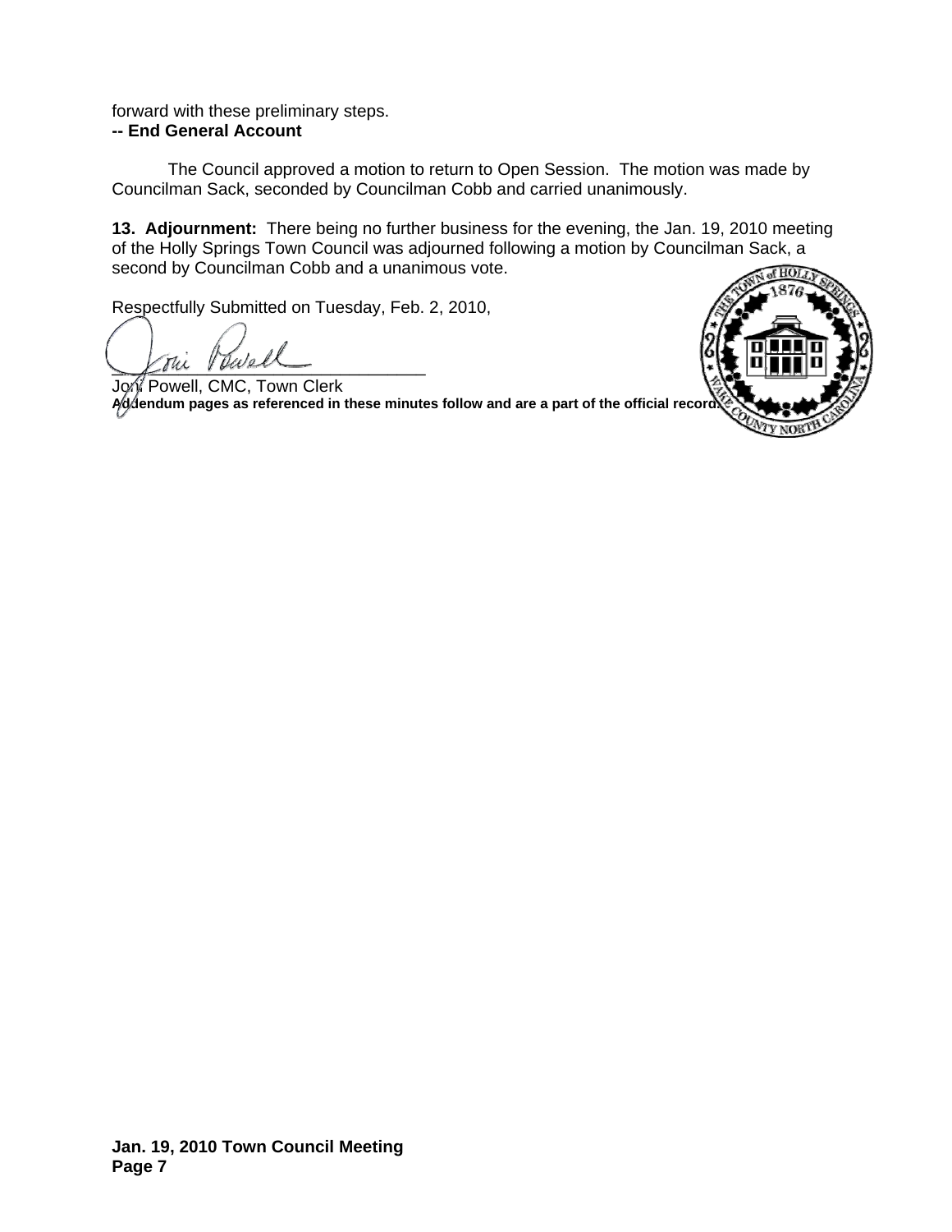forward with these preliminary steps.

**-- End General Account**

The Council approved a motion to return to Open Session. The motion was made by Councilman Sack, seconded by Councilman Cobb and carried unanimously.

**13. Adjournment:** There being no further business for the evening, the Jan. 19, 2010 meeting of the Holly Springs Town Council was adjourned following a motion by Councilman Sack, a second by Councilman Cobb and a unanimous vote.

Respectfully Submitted on Tuesday, Feb. 2, 2010,

\_\_\_\_\_\_\_\_\_\_\_\_\_\_\_\_\_\_\_\_\_\_\_\_\_\_\_\_\_\_\_\_\_\_\_

Joni Powell, CMC, Town Clerk

**Addendum pages as referenced in these minutes follow and are a part of the official record.**